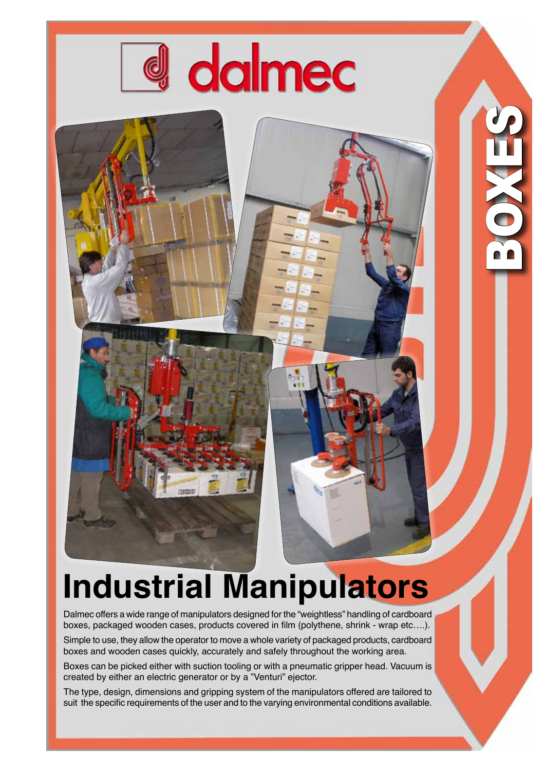dalmec

BOXES

# Industrial Manipulators

Dalmec offers a wide range of manipulators designed for the "weightless" handling of cardboard boxes, packaged wooden cases, products covered in film (polythene, shrink - wrap etc….).

Simple to use, they allow the operator to move a whole variety of packaged products, cardboard boxes and wooden cases quickly, accurately and safely throughout the working area.

Boxes can be picked either with suction tooling or with a pneumatic gripper head. Vacuum is created by either an electric generator or by a "Venturi" ejector.

The type, design, dimensions and gripping system of the manipulators offered are tailored to suit the specific requirements of the user and to the varying environmental conditions available.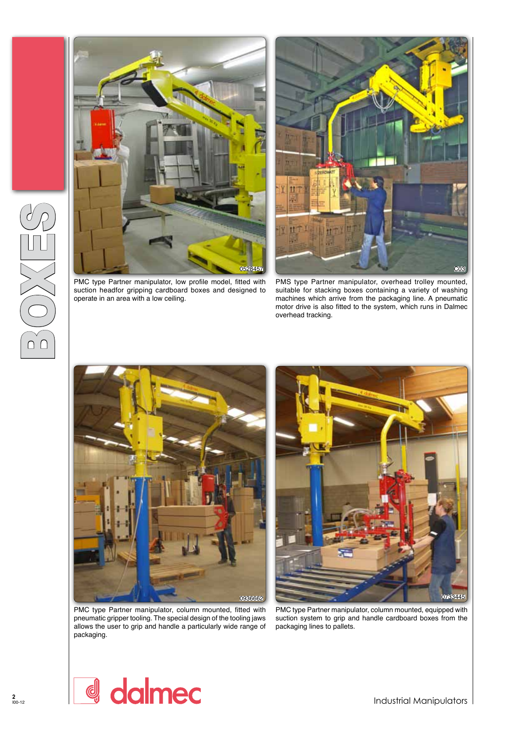# BOXES

PMC type Partner manipulator, low profile model, fitted with suction headfor gripping cardboard boxes and designed to operate in an area with a low ceiling.

PMS type Partner manipulator, overhead trolley mounted, suitable for stacking boxes containing a variety of washing machines which arrive from the packaging line. A pneumatic motor drive is also fitted to the system, which runs in Dalmec overhead tracking.

PMC type Partner manipulator, column mounted, fitted with pneumatic gripper tooling. The special design of the tooling jaws allows the user to grip and handle a particularly wide range of packaging.

PMC type Partner manipulator, column mounted, equipped with suction system to grip and handle cardboard boxes from the packaging lines to pallets.

dalmec

Industrial Manipulators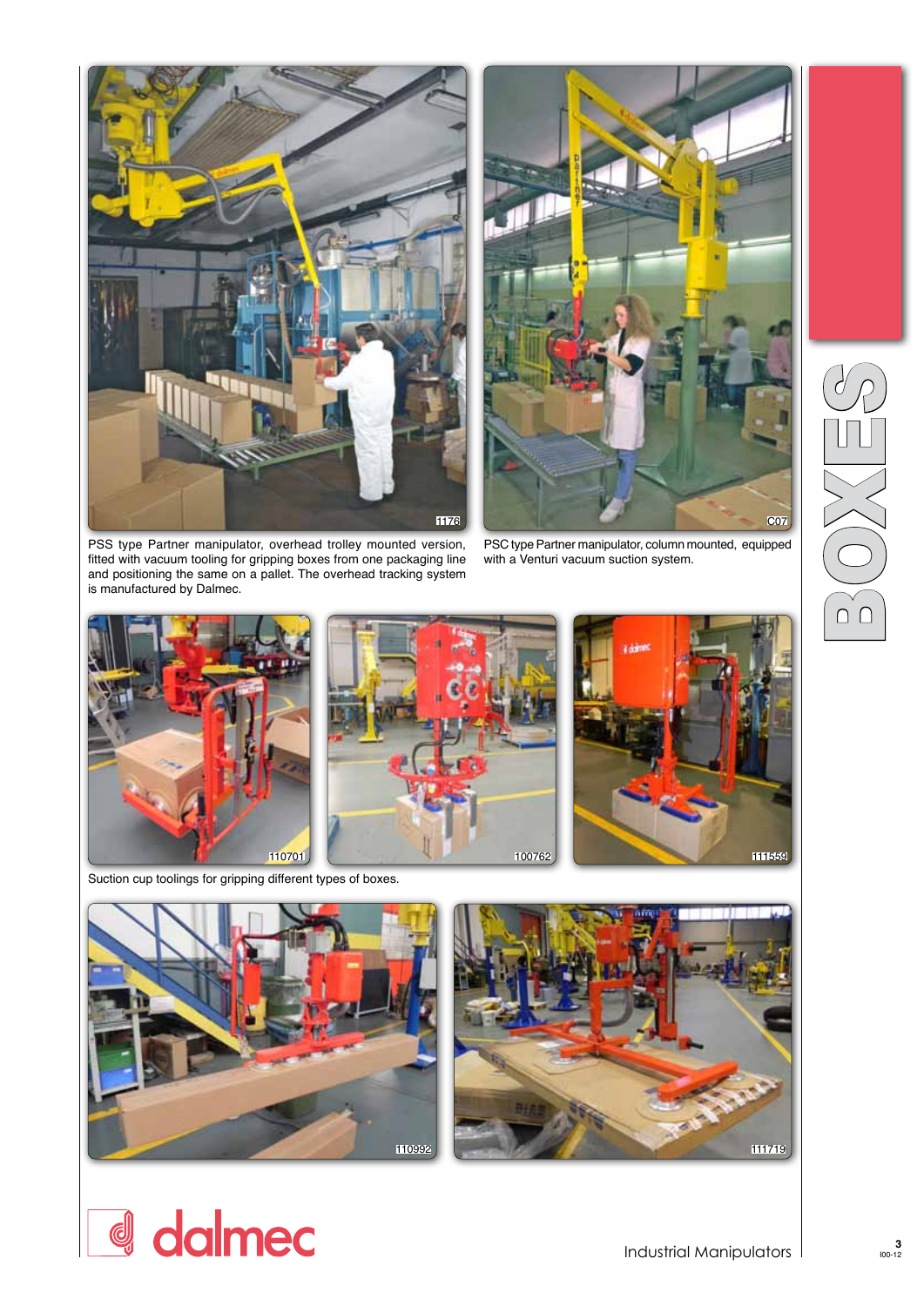# BOXES

PSS type Partner manipulator, overhead trolley mounted version, fitted with vacuum tooling for gripping boxes from one packaging line and positioning the same on a pallet. The overhead tracking system is manufactured by Dalmec.

PSC type Partner manipulator, column mounted, equipped with a Venturi vacuum suction system.

Suction cup toolings for gripping different types of boxes.

dalmec

Industrial Manipulators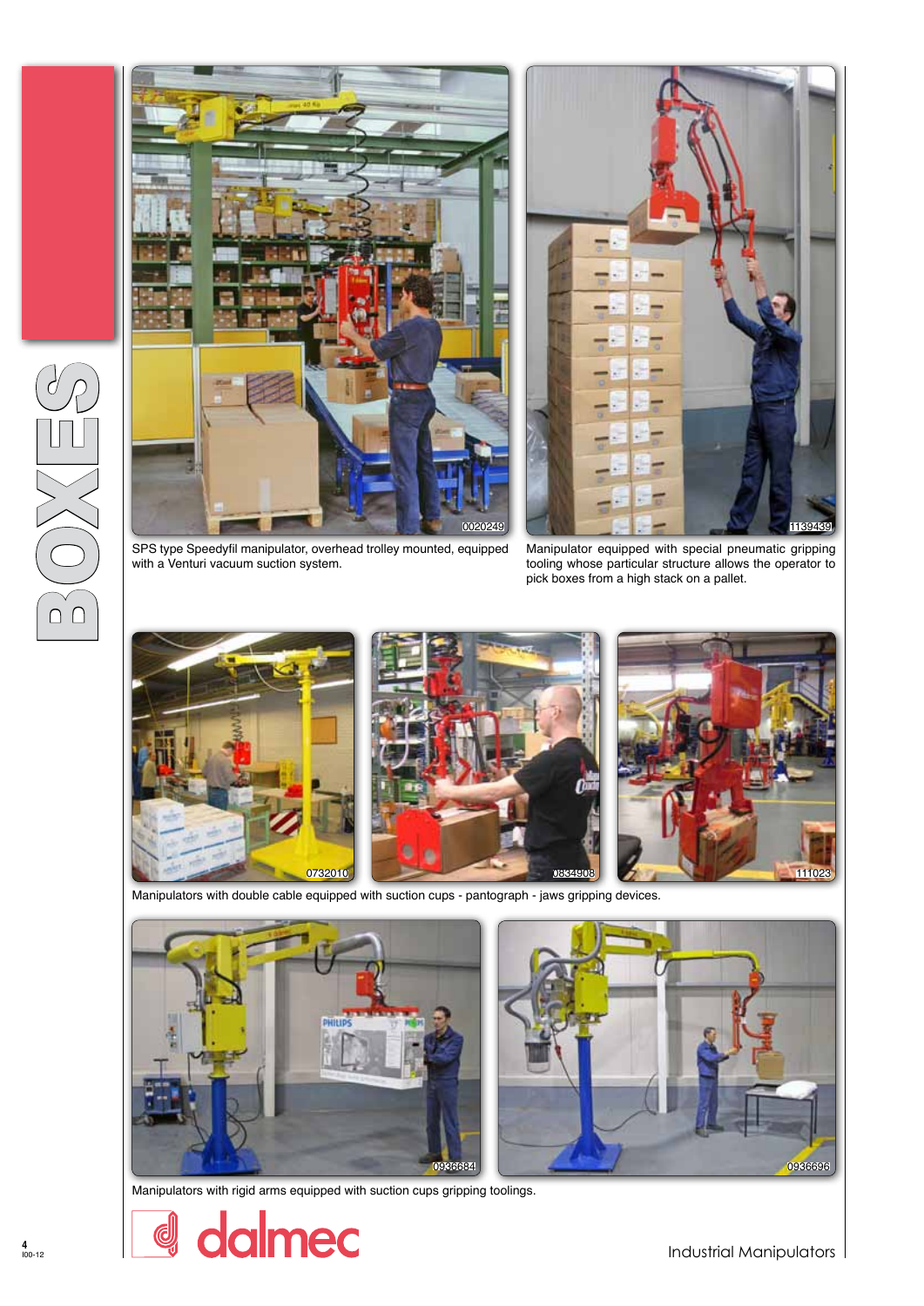# BOXES

SPS type Speedyfil manipulator, overhead trolley mounted, equipped with a Venturi vacuum suction system.

Manipulator equipped with special pneumatic gripping tooling whose particular structure allows the operator to pick boxes from a high stack on a pallet.

Manipulators with double cable equipped with suction cups - pantograph - jaws gripping devices.

Manipulators with rigid arms equipped with suction cups gripping toolings.

dalmec

Industrial Manipulators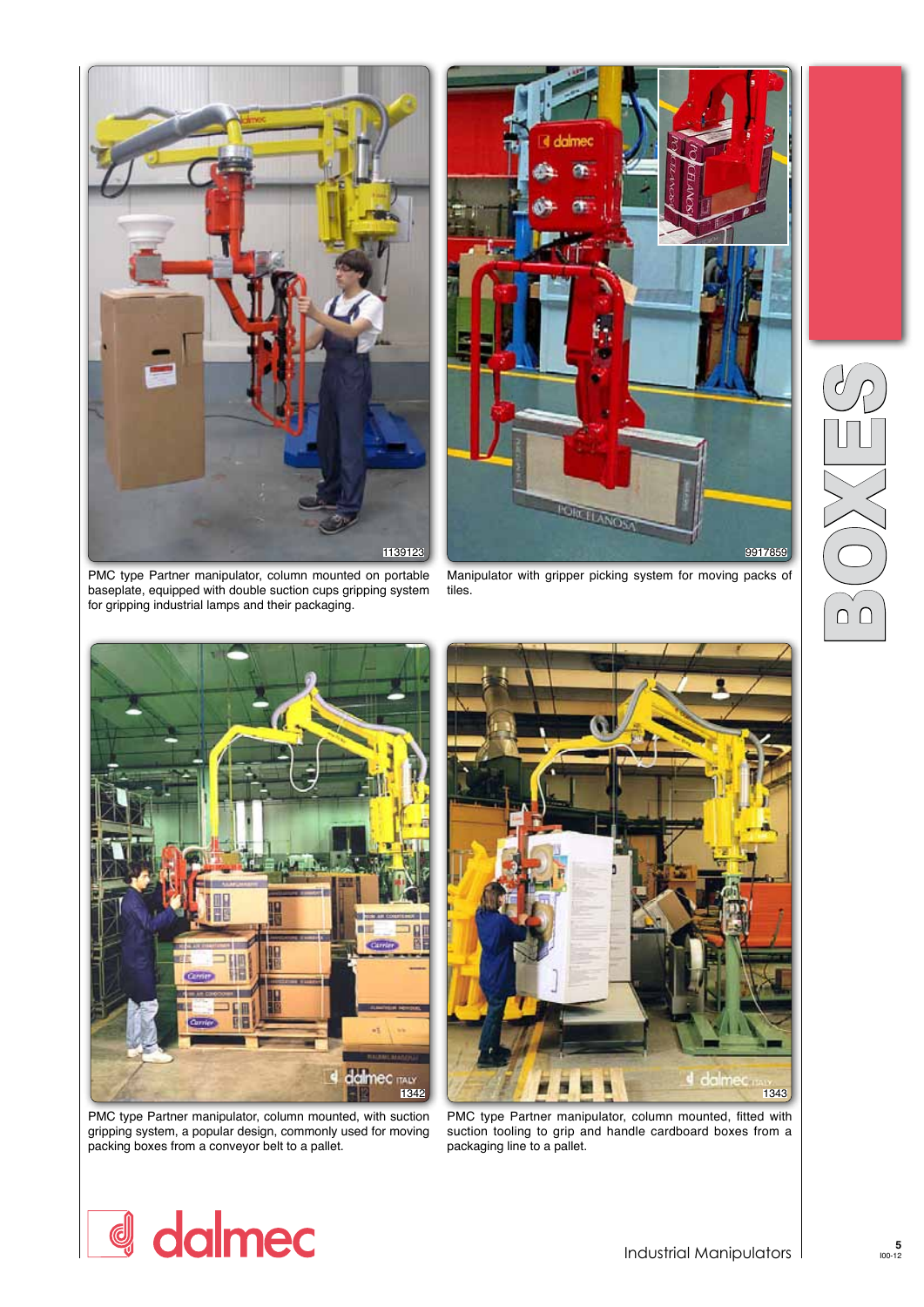PMC type Partner manipulator, column mounted on portable baseplate, equipped with double suction cups gripping system for gripping industrial lamps and their packaging.

Manipulator with gripper picking system for moving packs of tiles.

# BOXES

PMC type Partner manipulator, column mounted, with suction gripping system, a popular design, commonly used for moving packing boxes from a conveyor belt to a pallet.

PMC type Partner manipulator, column mounted, fitted with suction tooling to grip and handle cardboard boxes from a packaging line to a pallet.

dalmec

Industrial Manipulators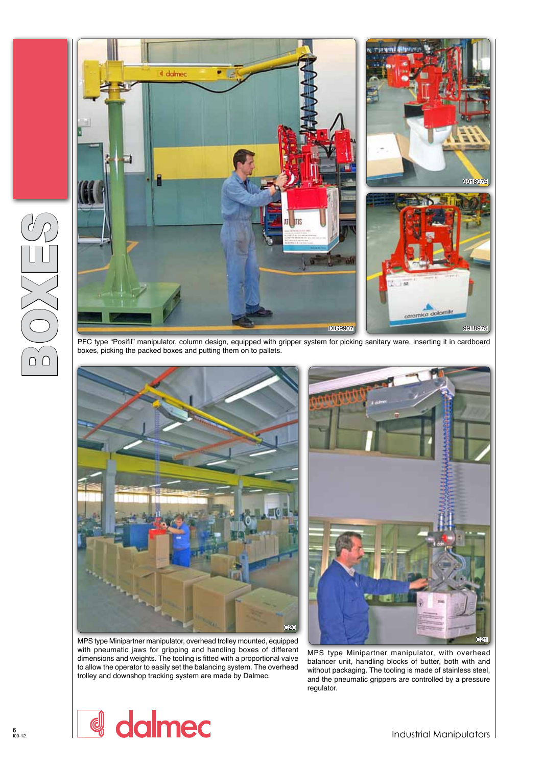# BOXES

PFC type "Posifil" manipulator, column design, equipped with gripper system for picking sanitary ware, inserting it in cardboard boxes, picking the packed boxes and putting them on to pallets.

MPS type Minipartner manipulator, overhead trolley mounted, equipped with pneumatic jaws for gripping and handling boxes of different dimensions and weights. The tooling is fitted with a proportional valve to allow the operator to easily set the balancing system. The overhead trolley and downshop tracking system are made by Dalmec.

MPS type Minipartner manipulator, with overhead balancer unit, handling blocks of butter, both with and without packaging. The tooling is made of stainless steel, and the pneumatic grippers are controlled by a pressure regulator.

dalmec

Industrial Manipulators